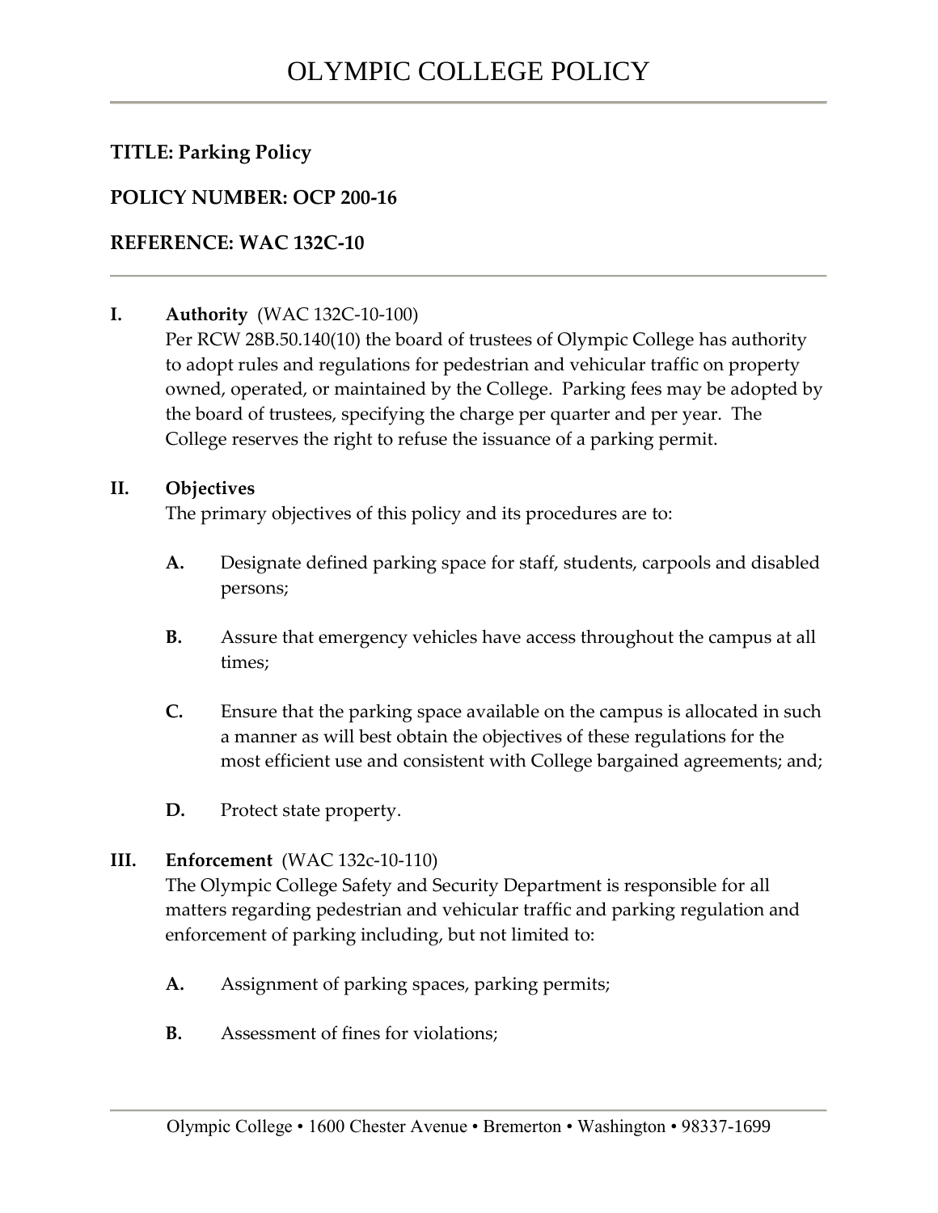# OLYMPIC COLLEGE POLICY

**TITLE: Parking Policy**

**POLICY NUMBER: OCP 200-16**

**REFERENCE: WAC 132C-10**

**I. Authority** (WAC 132C-10-100)

Per RCW 28B.50.140(10) the board of trustees of Olympic College has authority to adopt rules and regulations for pedestrian and vehicular traffic on property owned, operated, or maintained by the College. Parking fees may be adopted by the board of trustees, specifying the charge per quarter and per year. The College reserves the right to refuse the issuance of a parking permit.

**II. Objectives**

The primary objectives of this policy and its procedures are to:

**A.** Designate defined parking space for staff, students, carpools and disabled persons;

**B.** Assure that emergency vehicles have access throughout the campus at all times;

**C.** Ensure that the parking space available on the campus is allocated in such a manner as will best obtain the objectives of these regulations for the most efficient use and consistent with College bargained agreements; and;

**D.** Protect state property.

**III. Enforcement** (WAC 132c-10-110)

The Olympic College Safety and Security Department is responsible for all matters regarding pedestrian and vehicular traffic and parking regulation and enforcement of parking including, but not limited to:

**A.** Assignment of parking spaces, parking permits;

**B.** Assessment of fines for violations;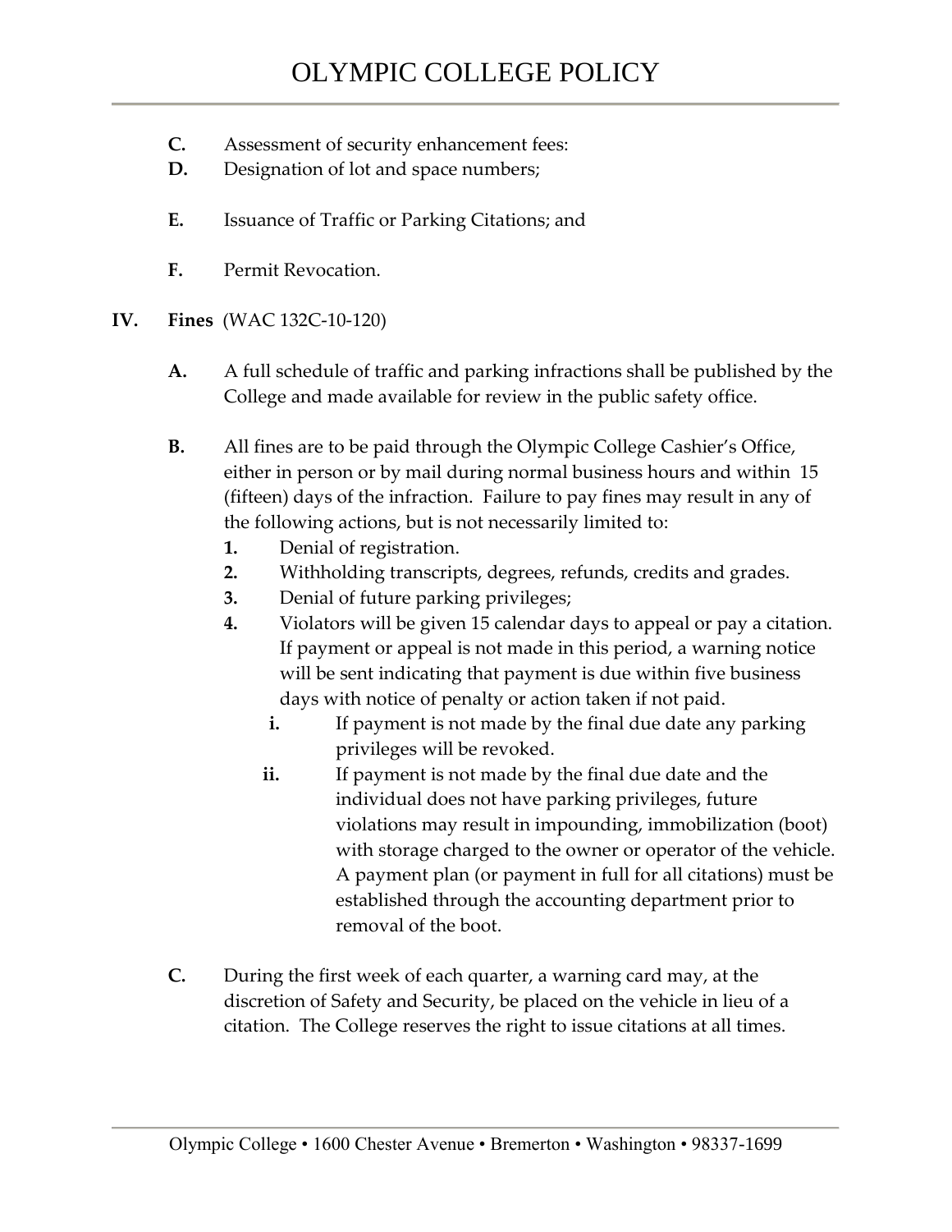**C.** Assessment of security enhancement fees:

**D.** Designation of lot and space numbers;

**E.** Issuance of Traffic or Parking Citations; and

**F.** Permit Revocation.

## IV. Fines (WAC 132C-10-120)

**A.** A full schedule of traffic and parking infractions shall be published by the College and made available for review in the public safety office.

**B.** All fines are to be paid through the Olympic College Cashier's Office, either in person or by mail during normal business hours and within 15 (fifteen) days of the infraction. Failure to pay fines may result in any of the following actions, but is not necessarily limited to:

1. Denial of registration.
2. Withholding transcripts, degrees, refunds, credits and grades.
3. Denial of future parking privileges;
4. Violators will be given 15 calendar days to appeal or pay a citation. If payment or appeal is not made in this period, a warning notice will be sent indicating that payment is due within five business days with notice of penalty or action taken if not paid.
   - **i.** If payment is not made by the final due date any parking privileges will be revoked.
   - **ii.** If payment is not made by the final due date and the individual does not have parking privileges, future violations may result in impounding, immobilization (boot) with storage charged to the owner or operator of the vehicle. A payment plan (or payment in full for all citations) must be established through the accounting department prior to removal of the boot.

**C.** During the first week of each quarter, a warning card may, at the discretion of Safety and Security, be placed on the vehicle in lieu of a citation. The College reserves the right to issue citations at all times.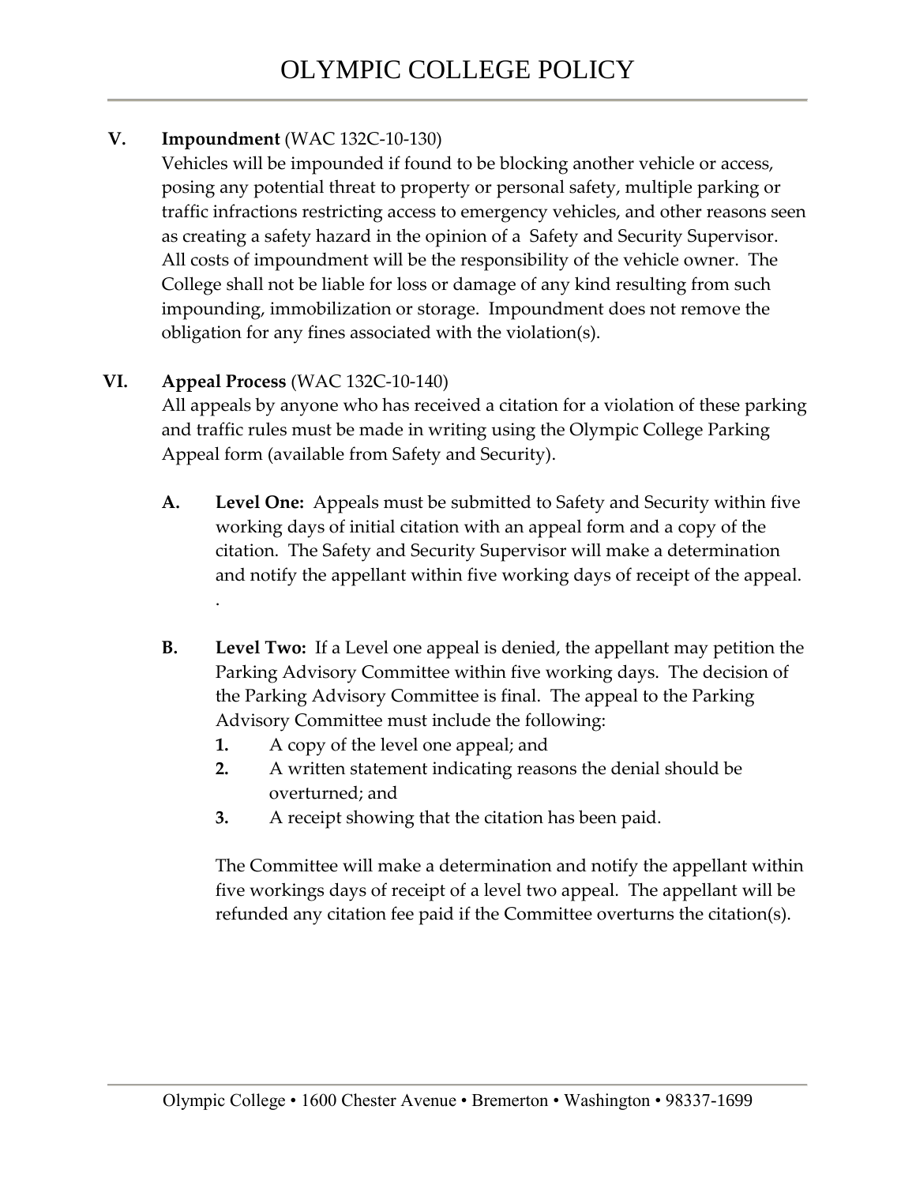**V. Impoundment** (WAC 132C-10-130)

Vehicles will be impounded if found to be blocking another vehicle or access, posing any potential threat to property or personal safety, multiple parking or traffic infractions restricting access to emergency vehicles, and other reasons seen as creating a safety hazard in the opinion of a Safety and Security Supervisor. All costs of impoundment will be the responsibility of the vehicle owner. The College shall not be liable for loss or damage of any kind resulting from such impounding, immobilization or storage. Impoundment does not remove the obligation for any fines associated with the violation(s).

**VI. Appeal Process** (WAC 132C-10-140)

All appeals by anyone who has received a citation for a violation of these parking and traffic rules must be made in writing using the Olympic College Parking Appeal form (available from Safety and Security).

**A. Level One:** Appeals must be submitted to Safety and Security within five working days of initial citation with an appeal form and a copy of the citation. The Safety and Security Supervisor will make a determination and notify the appellant within five working days of receipt of the appeal.
.

**B. Level Two:** If a Level one appeal is denied, the appellant may petition the Parking Advisory Committee within five working days. The decision of the Parking Advisory Committee is final. The appeal to the Parking Advisory Committee must include the following:

1. A copy of the level one appeal; and
2. A written statement indicating reasons the denial should be overturned; and
3. A receipt showing that the citation has been paid.

The Committee will make a determination and notify the appellant within five workings days of receipt of a level two appeal. The appellant will be refunded any citation fee paid if the Committee overturns the citation(s).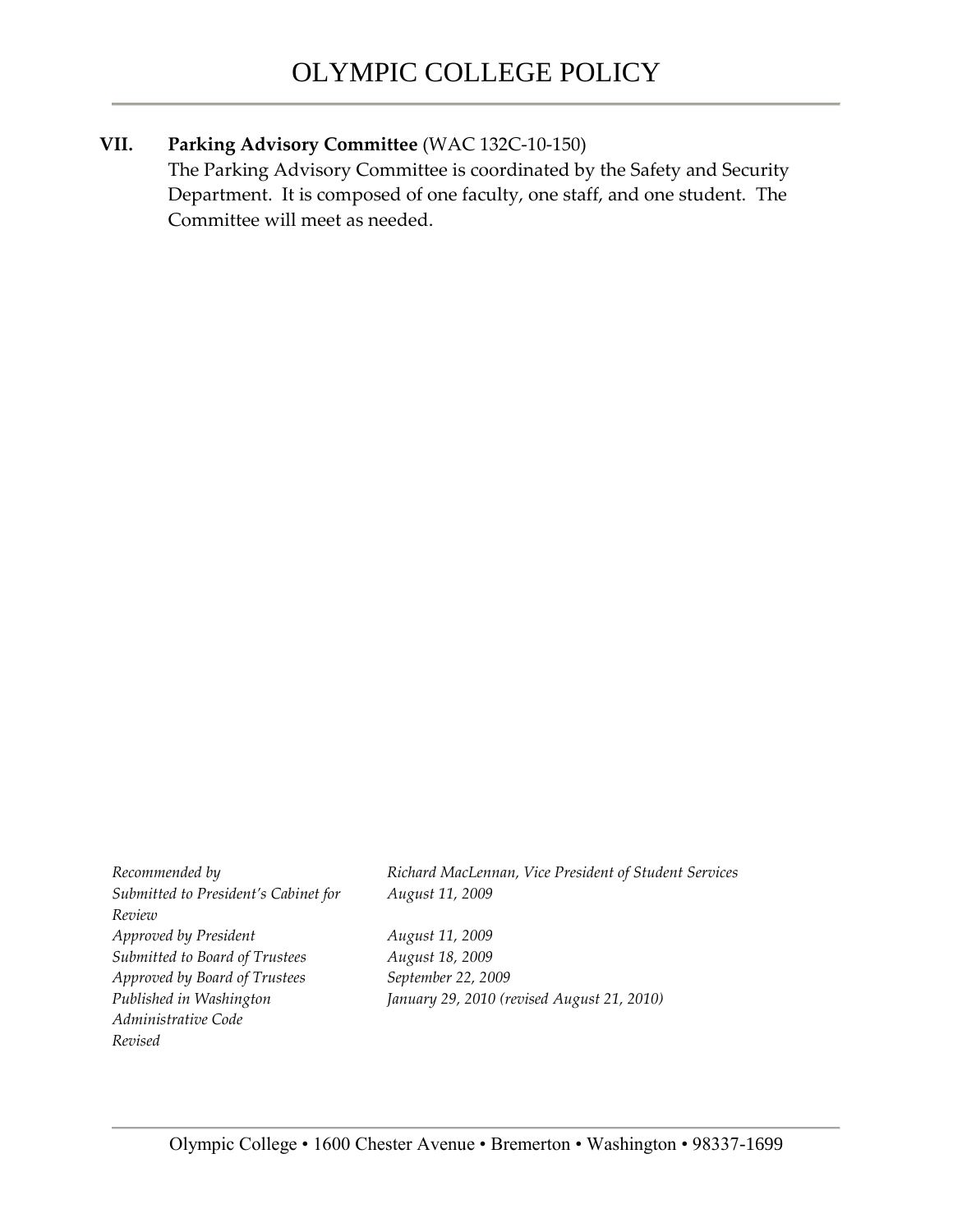**VII. Parking Advisory Committee** (WAC 132C-10-150)

The Parking Advisory Committee is coordinated by the Safety and Security Department. It is composed of one faculty, one staff, and one student. The Committee will meet as needed.

| | |
|---|---|
| *Recommended by* | *Richard MacLennan, Vice President of Student Services* |
| *Submitted to President's Cabinet for Review* | *August 11, 2009* |
| *Approved by President* | *August 11, 2009* |
| *Submitted to Board of Trustees* | *August 18, 2009* |
| *Approved by Board of Trustees* | *September 22, 2009* |
| *Published in Washington Administrative Code* | *January 29, 2010 (revised August 21, 2010)* |
| *Revised* | |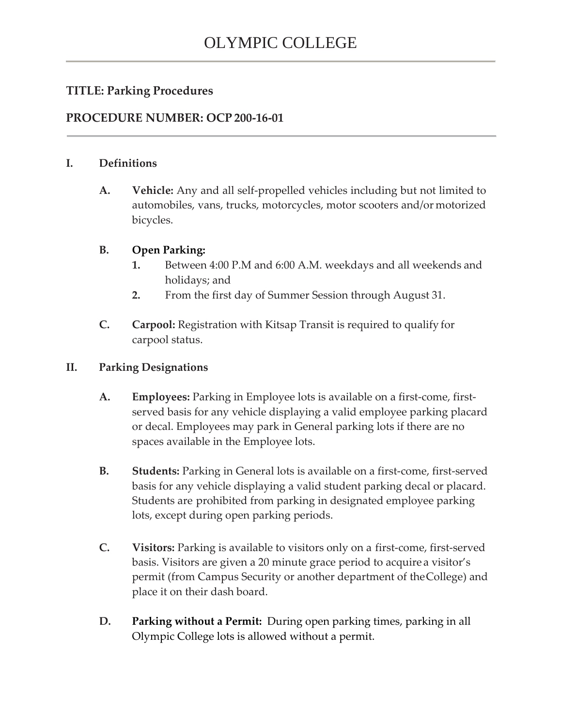# OLYMPIC COLLEGE

**TITLE: Parking Procedures**

**PROCEDURE NUMBER: OCP 200-16-01**

## I. Definitions

**A. Vehicle:** Any and all self-propelled vehicles including but not limited to automobiles, vans, trucks, motorcycles, motor scooters and/or motorized bicycles.

**B. Open Parking:**

1. Between 4:00 P.M and 6:00 A.M. weekdays and all weekends and holidays; and
2. From the first day of Summer Session through August 31.

**C. Carpool:** Registration with Kitsap Transit is required to qualify for carpool status.

## II. Parking Designations

**A. Employees:** Parking in Employee lots is available on a first-come, first-served basis for any vehicle displaying a valid employee parking placard or decal. Employees may park in General parking lots if there are no spaces available in the Employee lots.

**B. Students:** Parking in General lots is available on a first-come, first-served basis for any vehicle displaying a valid student parking decal or placard. Students are prohibited from parking in designated employee parking lots, except during open parking periods.

**C. Visitors:** Parking is available to visitors only on a first-come, first-served basis. Visitors are given a 20 minute grace period to acquire a visitor's permit (from Campus Security or another department of the College) and place it on their dash board.

**D. Parking without a Permit:** During open parking times, parking in all Olympic College lots is allowed without a permit.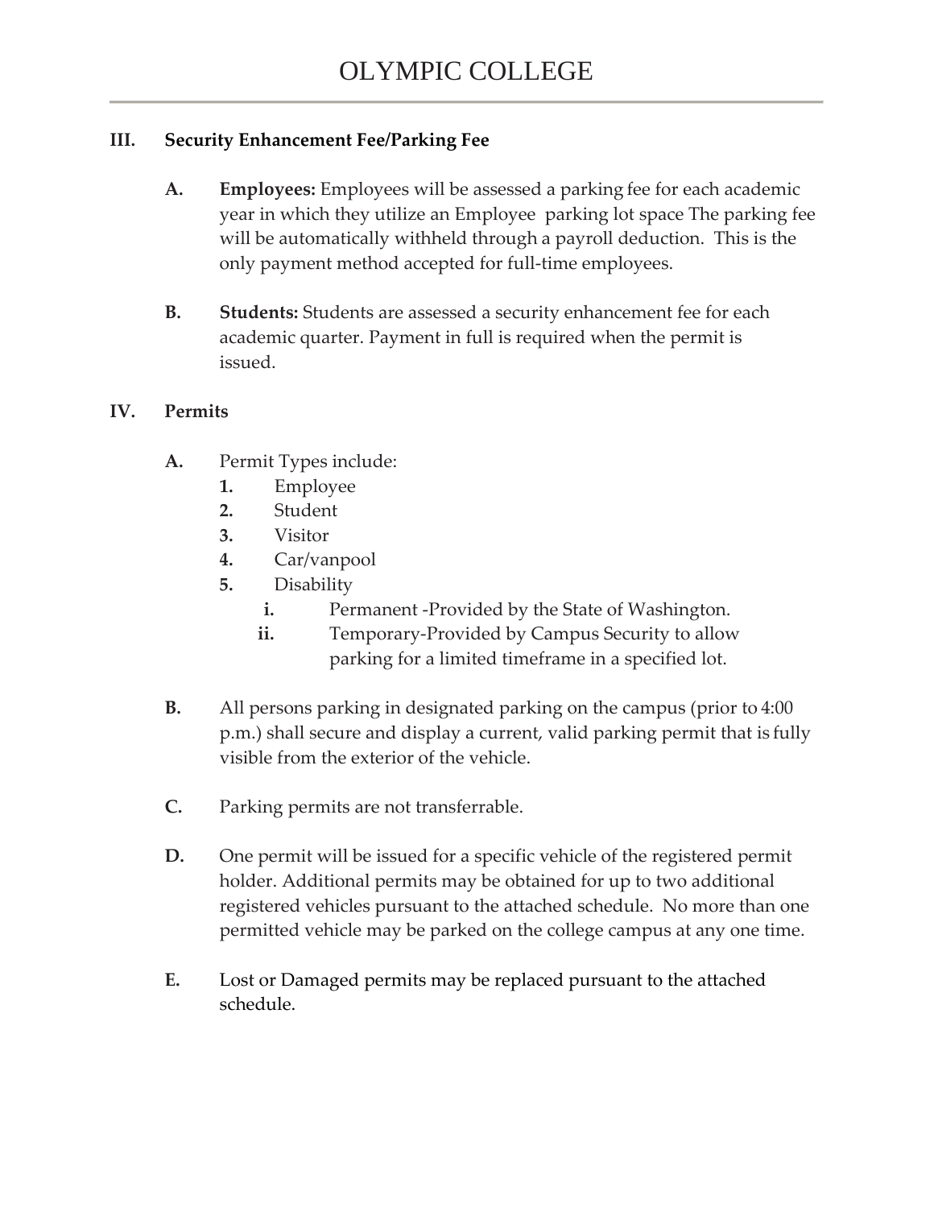## III. Security Enhancement Fee/Parking Fee

**A. Employees:** Employees will be assessed a parking fee for each academic year in which they utilize an Employee parking lot space The parking fee will be automatically withheld through a payroll deduction. This is the only payment method accepted for full-time employees.

**B. Students:** Students are assessed a security enhancement fee for each academic quarter. Payment in full is required when the permit is issued.

## IV. Permits

**A.** Permit Types include:

1. Employee
2. Student
3. Visitor
4. Car/vanpool
5. Disability
   - i. Permanent -Provided by the State of Washington.
   - ii. Temporary-Provided by Campus Security to allow parking for a limited timeframe in a specified lot.

**B.** All persons parking in designated parking on the campus (prior to 4:00 p.m.) shall secure and display a current, valid parking permit that is fully visible from the exterior of the vehicle.

**C.** Parking permits are not transferrable.

**D.** One permit will be issued for a specific vehicle of the registered permit holder. Additional permits may be obtained for up to two additional registered vehicles pursuant to the attached schedule. No more than one permitted vehicle may be parked on the college campus at any one time.

**E.** Lost or Damaged permits may be replaced pursuant to the attached schedule.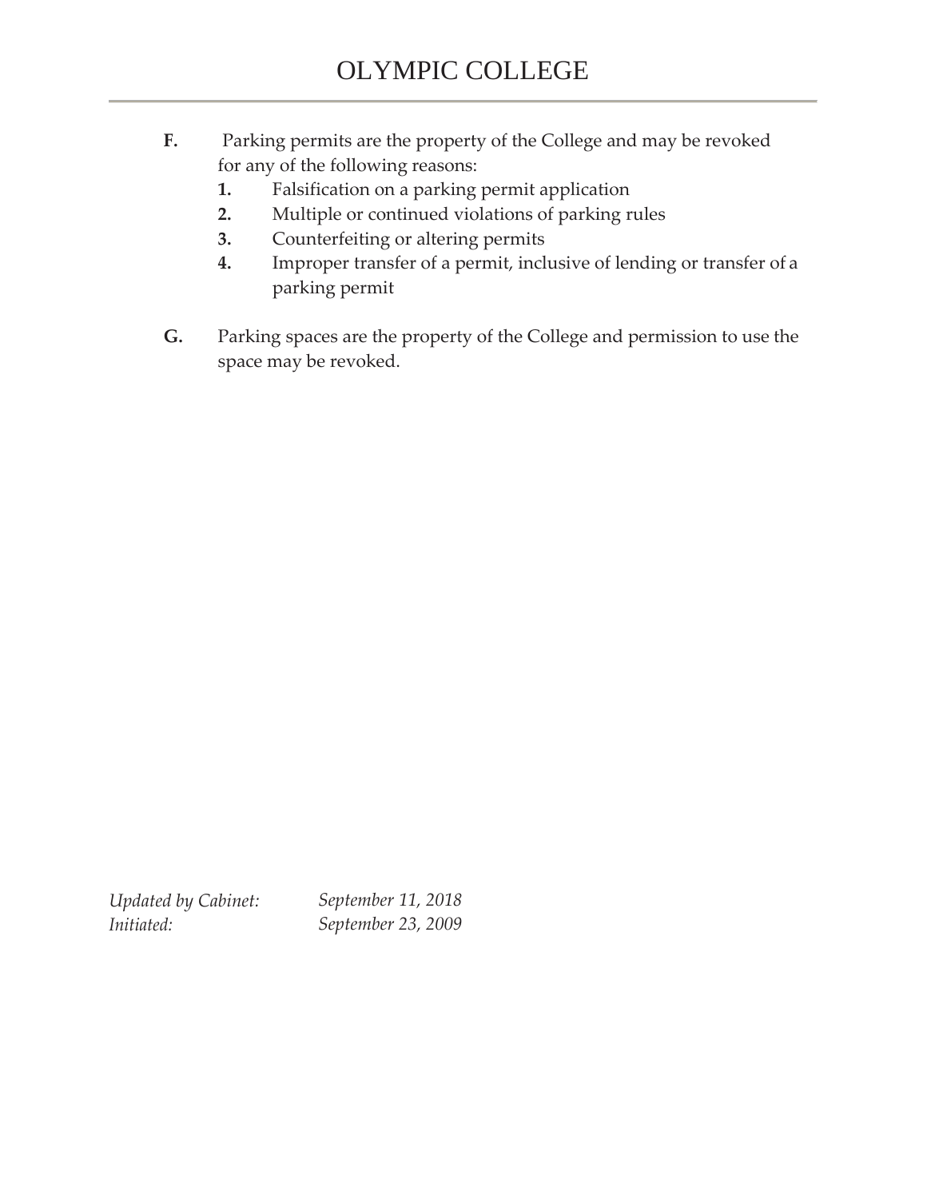**F.** Parking permits are the property of the College and may be revoked for any of the following reasons:

1. Falsification on a parking permit application
2. Multiple or continued violations of parking rules
3. Counterfeiting or altering permits
4. Improper transfer of a permit, inclusive of lending or transfer of a parking permit

**G.** Parking spaces are the property of the College and permission to use the space may be revoked.

*Updated by Cabinet:* *September 11, 2018*
*Initiated:* *September 23, 2009*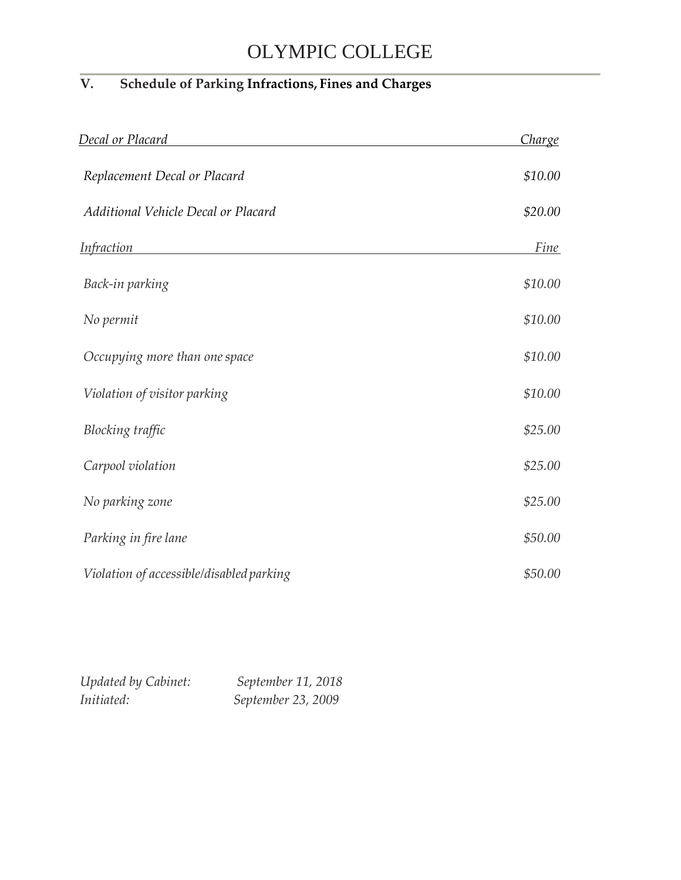## V. Schedule of Parking Infractions, Fines and Charges

| *Decal or Placard* | *Charge* |
| --- | --- |
| *Replacement Decal or Placard* | *$10.00* |
| *Additional Vehicle Decal or Placard* | *$20.00* |

| *Infraction* | *Fine* |
| --- | --- |
| *Back-in parking* | *$10.00* |
| *No permit* | *$10.00* |
| *Occupying more than one space* | *$10.00* |
| *Violation of visitor parking* | *$10.00* |
| *Blocking traffic* | *$25.00* |
| *Carpool violation* | *$25.00* |
| *No parking zone* | *$25.00* |
| *Parking in fire lane* | *$50.00* |
| *Violation of accessible/disabled parking* | *$50.00* |

*Updated by Cabinet:* *September 11, 2018*
*Initiated:* *September 23, 2009*